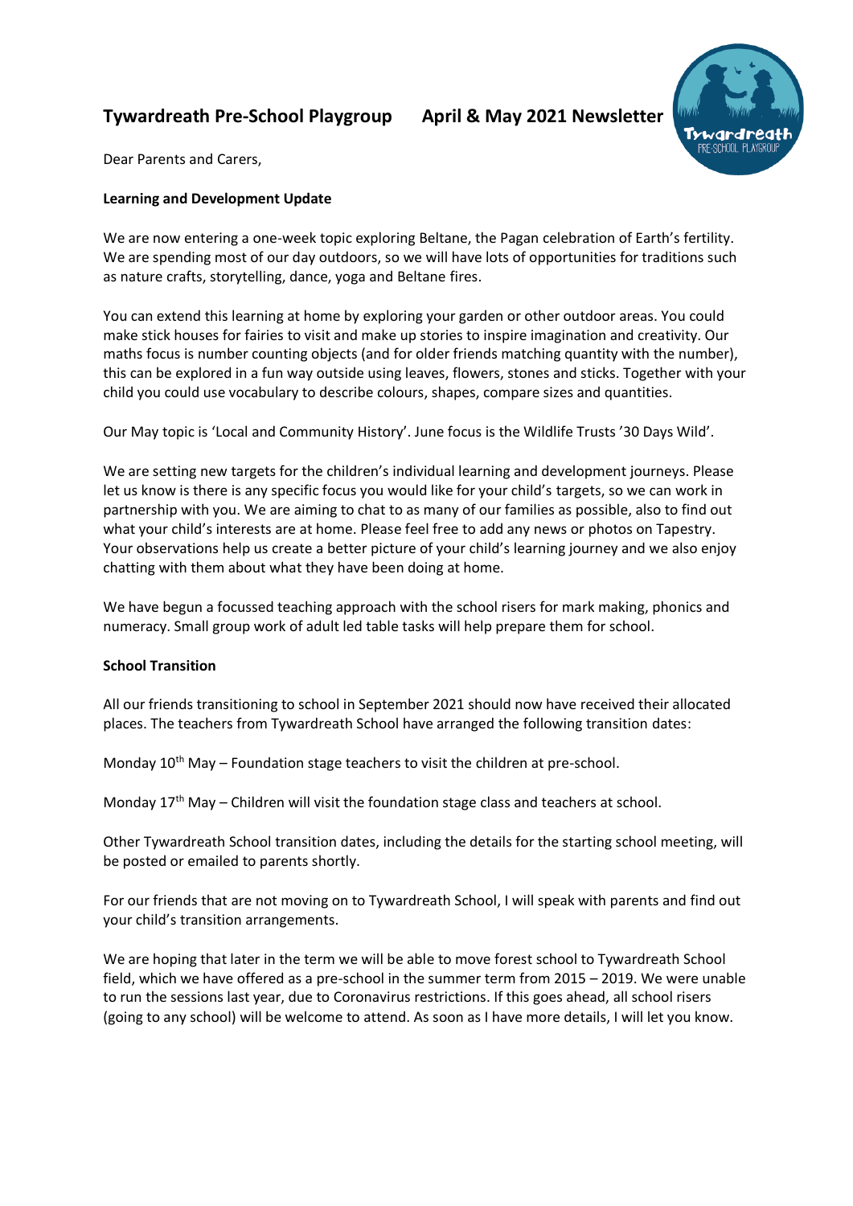# Tywardreath Pre-School Playgroup April & May 2021 Newsletter

Dear Parents and Carers,

**Learning and Development Update**

We are now entering a one-week topic exploring Beltane, the Pagan celebration of Earth's fertility. We are spending most of our day outdoors, so we will have lots of opportunities for traditions such as nature crafts, storytelling, dance, yoga and Beltane fires.

You can extend this learning at home by exploring your garden or other outdoor areas. You could make stick houses for fairies to visit and make up stories to inspire imagination and creativity. Our maths focus is number counting objects (and for older friends matching quantity with the number), this can be explored in a fun way outside using leaves, flowers, stones and sticks. Together with your child you could use vocabulary to describe colours, shapes, compare sizes and quantities.

Our May topic is 'Local and Community History'. June focus is the Wildlife Trusts '30 Days Wild'.

We are setting new targets for the children's individual learning and development journeys. Please let us know is there is any specific focus you would like for your child's targets, so we can work in partnership with you. We are aiming to chat to as many of our families as possible, also to find out what your child's interests are at home. Please feel free to add any news or photos on Tapestry. Your observations help us create a better picture of your child's learning journey and we also enjoy chatting with them about what they have been doing at home.

We have begun a focussed teaching approach with the school risers for mark making, phonics and numeracy. Small group work of adult led table tasks will help prepare them for school.

**School Transition**

All our friends transitioning to school in September 2021 should now have received their allocated places. The teachers from Tywardreath School have arranged the following transition dates:

Monday 10th May – Foundation stage teachers to visit the children at pre-school.

Monday 17th May – Children will visit the foundation stage class and teachers at school.

Other Tywardreath School transition dates, including the details for the starting school meeting, will be posted or emailed to parents shortly.

For our friends that are not moving on to Tywardreath School, I will speak with parents and find out your child's transition arrangements.

We are hoping that later in the term we will be able to move forest school to Tywardreath School field, which we have offered as a pre-school in the summer term from 2015 – 2019. We were unable to run the sessions last year, due to Coronavirus restrictions. If this goes ahead, all school risers (going to any school) will be welcome to attend. As soon as I have more details, I will let you know.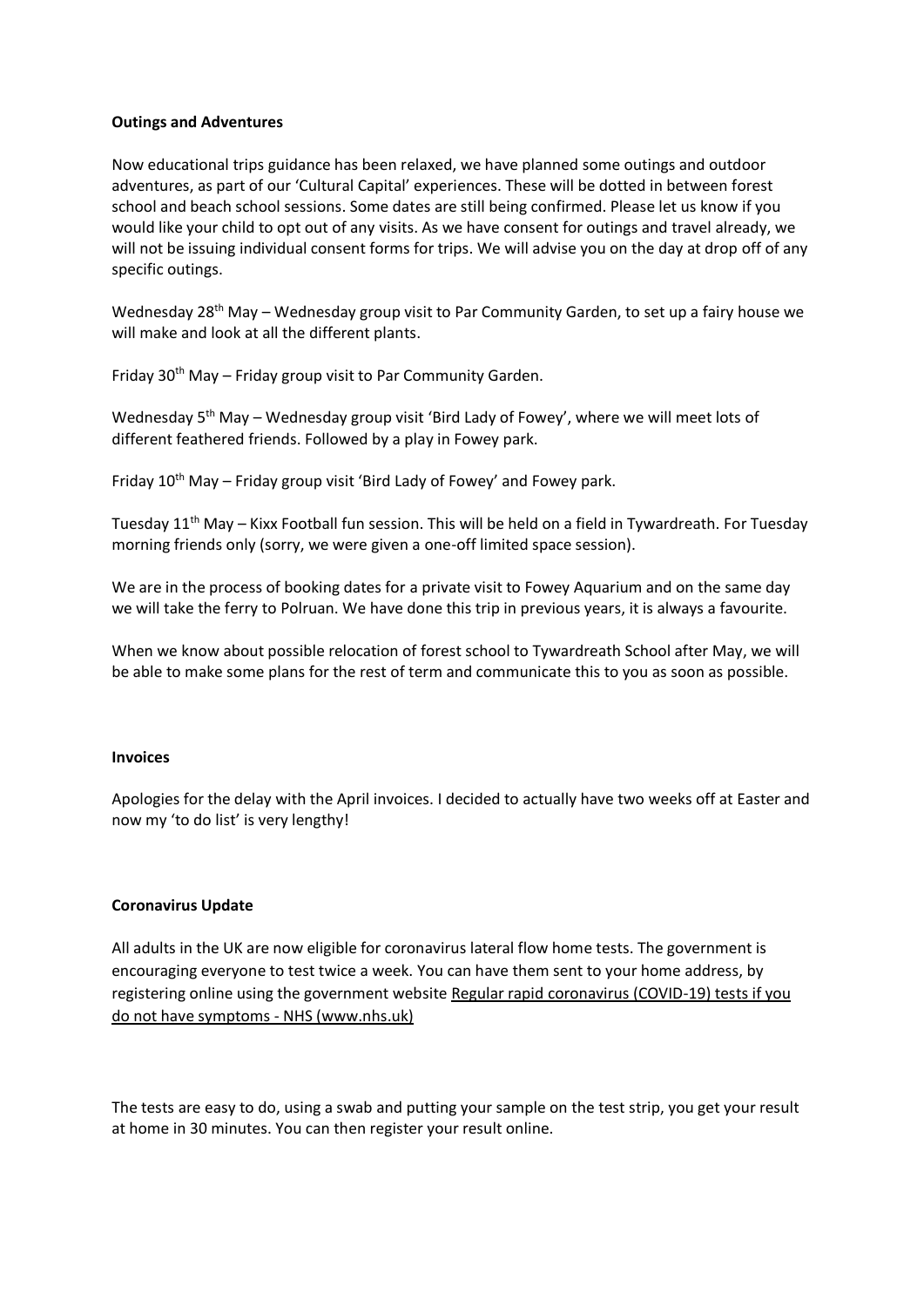**Outings and Adventures**

Now educational trips guidance has been relaxed, we have planned some outings and outdoor adventures, as part of our 'Cultural Capital' experiences. These will be dotted in between forest school and beach school sessions. Some dates are still being confirmed. Please let us know if you would like your child to opt out of any visits. As we have consent for outings and travel already, we will not be issuing individual consent forms for trips. We will advise you on the day at drop off of any specific outings.

Wednesday 28th May – Wednesday group visit to Par Community Garden, to set up a fairy house we will make and look at all the different plants.

Friday 30th May – Friday group visit to Par Community Garden.

Wednesday 5th May – Wednesday group visit 'Bird Lady of Fowey', where we will meet lots of different feathered friends. Followed by a play in Fowey park.

Friday 10th May – Friday group visit 'Bird Lady of Fowey' and Fowey park.

Tuesday 11th May – Kixx Football fun session. This will be held on a field in Tywardreath. For Tuesday morning friends only (sorry, we were given a one-off limited space session).

We are in the process of booking dates for a private visit to Fowey Aquarium and on the same day we will take the ferry to Polruan. We have done this trip in previous years, it is always a favourite.

When we know about possible relocation of forest school to Tywardreath School after May, we will be able to make some plans for the rest of term and communicate this to you as soon as possible.

**Invoices**

Apologies for the delay with the April invoices. I decided to actually have two weeks off at Easter and now my 'to do list' is very lengthy!

**Coronavirus Update**

All adults in the UK are now eligible for coronavirus lateral flow home tests. The government is encouraging everyone to test twice a week. You can have them sent to your home address, by registering online using the government website Regular rapid coronavirus (COVID-19) tests if you do not have symptoms - NHS (www.nhs.uk)

The tests are easy to do, using a swab and putting your sample on the test strip, you get your result at home in 30 minutes. You can then register your result online.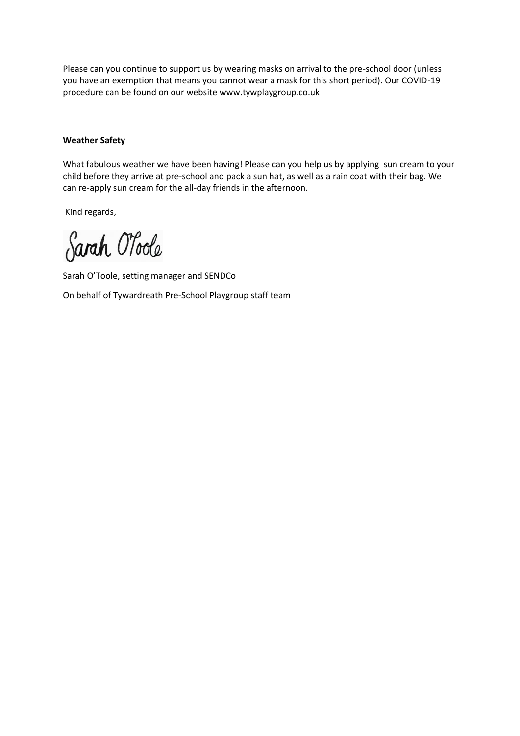Please can you continue to support us by wearing masks on arrival to the pre-school door (unless you have an exemption that means you cannot wear a mask for this short period). Our COVID-19 procedure can be found on our website www.tywplaygroup.co.uk

**Weather Safety**

What fabulous weather we have been having! Please can you help us by applying sun cream to your child before they arrive at pre-school and pack a sun hat, as well as a rain coat with their bag. We can re-apply sun cream for the all-day friends in the afternoon.

Kind regards,

Sarah O'Toole

Sarah O'Toole, setting manager and SENDCo

On behalf of Tywardreath Pre-School Playgroup staff team